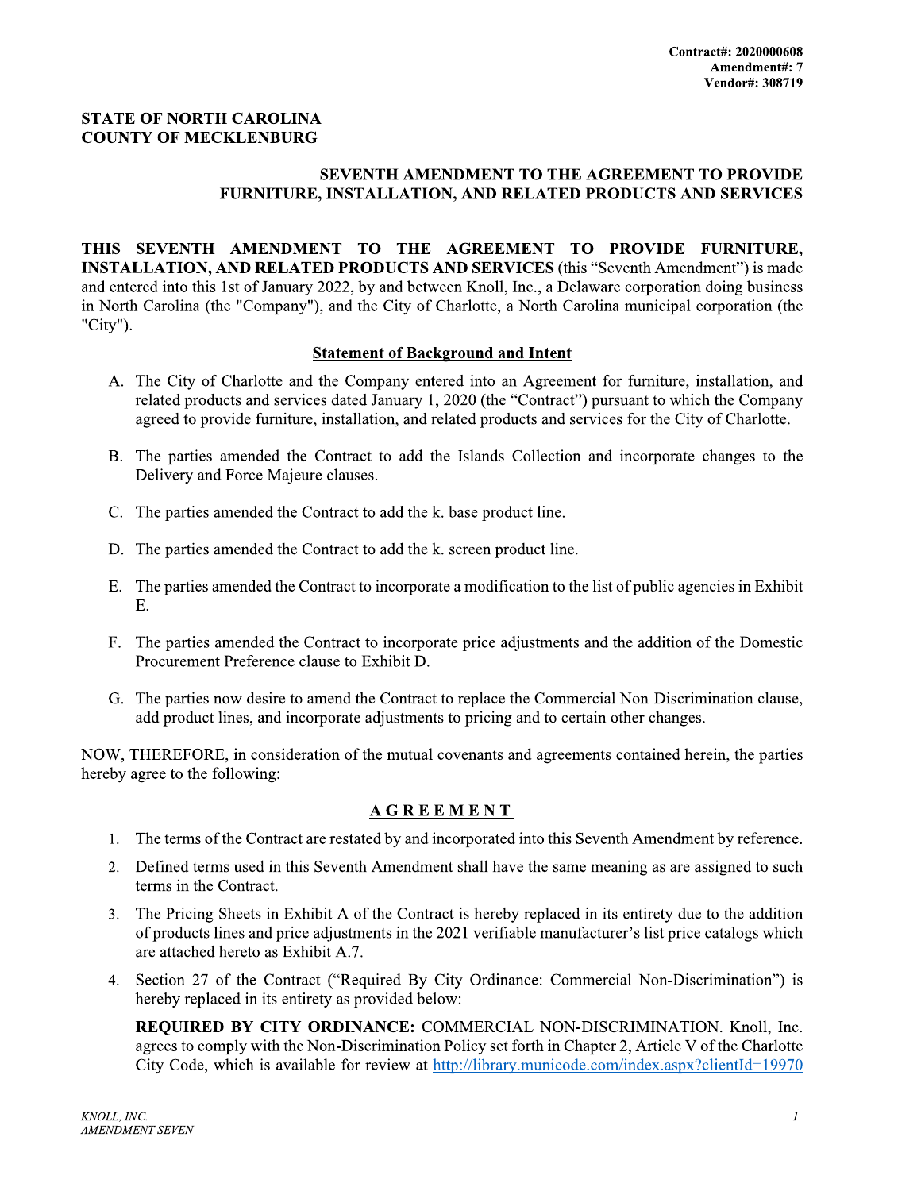**Contract#: 2020000608**
**Amendment#: 7**
**Vendor#: 308719**

**STATE OF NORTH CAROLINA**
**COUNTY OF MECKLENBURG**

## SEVENTH AMENDMENT TO THE AGREEMENT TO PROVIDE FURNITURE, INSTALLATION, AND RELATED PRODUCTS AND SERVICES

**THIS SEVENTH AMENDMENT TO THE AGREEMENT TO PROVIDE FURNITURE, INSTALLATION, AND RELATED PRODUCTS AND SERVICES** (this "Seventh Amendment") is made and entered into this 1st of January 2022, by and between Knoll, Inc., a Delaware corporation doing business in North Carolina (the "Company"), and the City of Charlotte, a North Carolina municipal corporation (the "City").

### Statement of Background and Intent

A. The City of Charlotte and the Company entered into an Agreement for furniture, installation, and related products and services dated January 1, 2020 (the "Contract") pursuant to which the Company agreed to provide furniture, installation, and related products and services for the City of Charlotte.

B. The parties amended the Contract to add the Islands Collection and incorporate changes to the Delivery and Force Majeure clauses.

C. The parties amended the Contract to add the k. base product line.

D. The parties amended the Contract to add the k. screen product line.

E. The parties amended the Contract to incorporate a modification to the list of public agencies in Exhibit E.

F. The parties amended the Contract to incorporate price adjustments and the addition of the Domestic Procurement Preference clause to Exhibit D.

G. The parties now desire to amend the Contract to replace the Commercial Non-Discrimination clause, add product lines, and incorporate adjustments to pricing and to certain other changes.

NOW, THEREFORE, in consideration of the mutual covenants and agreements contained herein, the parties hereby agree to the following:

### AGREEMENT

1. The terms of the Contract are restated by and incorporated into this Seventh Amendment by reference.
2. Defined terms used in this Seventh Amendment shall have the same meaning as are assigned to such terms in the Contract.
3. The Pricing Sheets in Exhibit A of the Contract is hereby replaced in its entirety due to the addition of products lines and price adjustments in the 2021 verifiable manufacturer's list price catalogs which are attached hereto as Exhibit A.7.
4. Section 27 of the Contract ("Required By City Ordinance: Commercial Non-Discrimination") is hereby replaced in its entirety as provided below:

   **REQUIRED BY CITY ORDINANCE:** COMMERCIAL NON-DISCRIMINATION. Knoll, Inc. agrees to comply with the Non-Discrimination Policy set forth in Chapter 2, Article V of the Charlotte City Code, which is available for review at http://library.municode.com/index.aspx?clientId=19970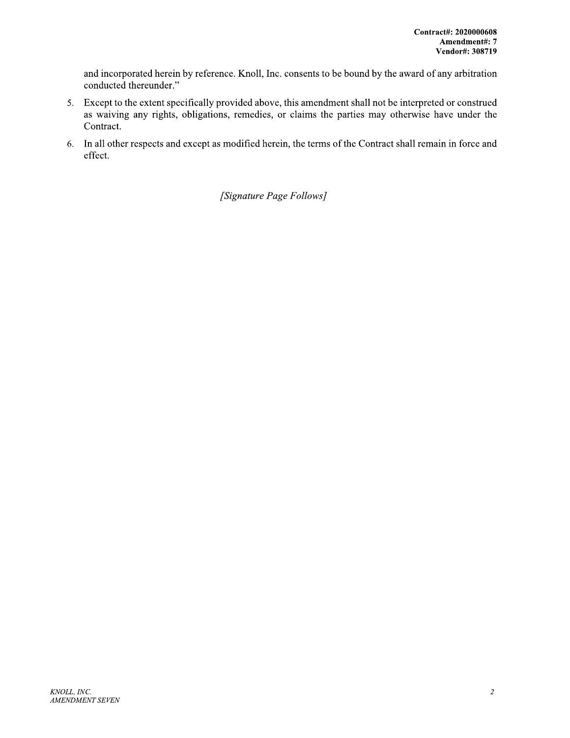and incorporated herein by reference. Knoll, Inc. consents to be bound by the award of any arbitration conducted thereunder."

5. Except to the extent specifically provided above, this amendment shall not be interpreted or construed as waiving any rights, obligations, remedies, or claims the parties may otherwise have under the Contract.
6. In all other respects and except as modified herein, the terms of the Contract shall remain in force and effect.

*[Signature Page Follows]*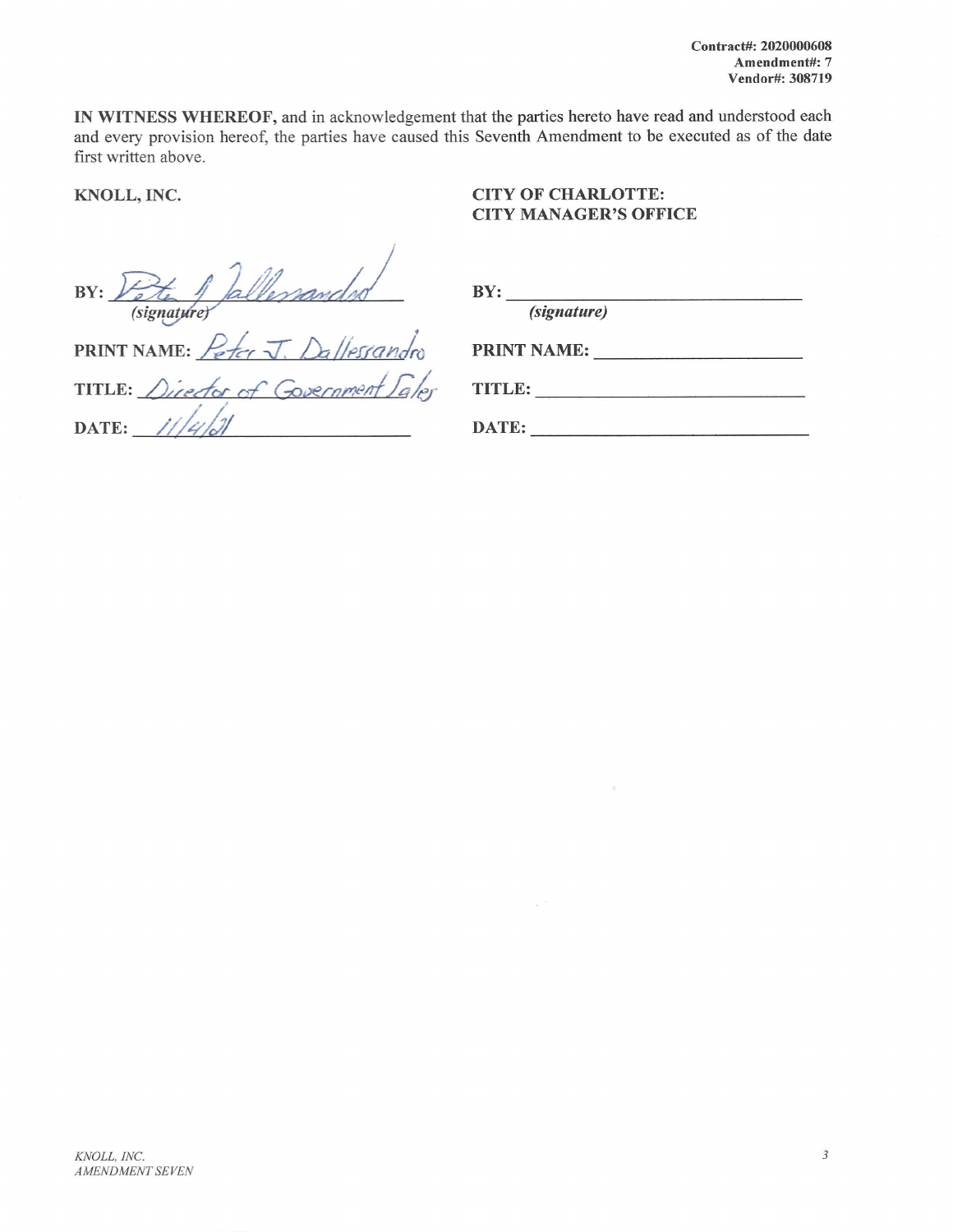Contract#: 2020000608
Amendment#: 7
Vendor#: 308719

**IN WITNESS WHEREOF,** and in acknowledgement that the parties hereto have read and understood each and every provision hereof, the parties have caused this Seventh Amendment to be executed as of the date first written above.

| **KNOLL, INC.** | **CITY OF CHARLOTTE: CITY MANAGER'S OFFICE** |
|---|---|
| **BY:** Peter J. Dallessandro *(signature)* | **BY:** ____________________ *(signature)* |
| **PRINT NAME:** Peter J. Dallessandro | **PRINT NAME:** ____________________ |
| **TITLE:** Director of Government Sales | **TITLE:** ____________________ |
| **DATE:** 11/4/21 | **DATE:** ____________________ |

*KNOLL, INC.*
*AMENDMENT SEVEN*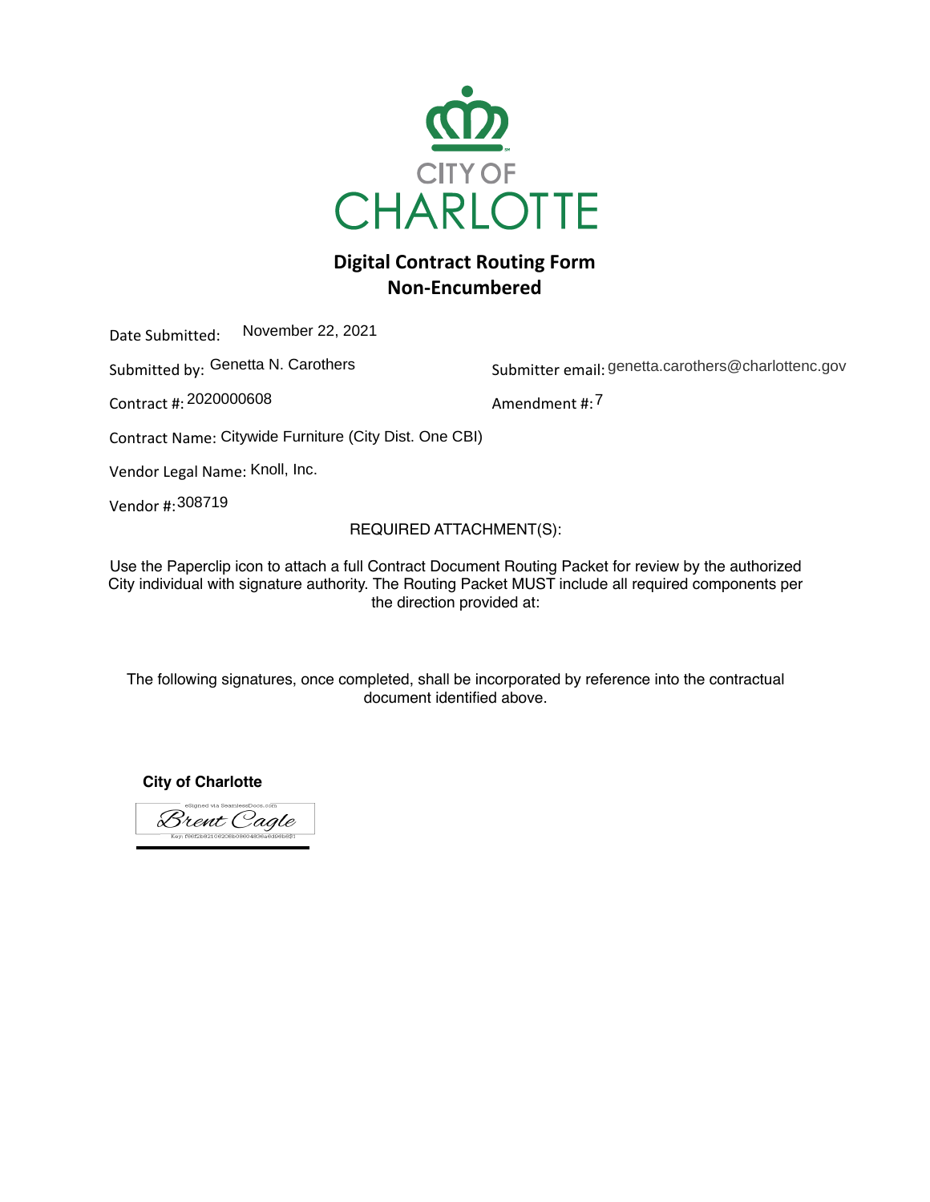CITY OF CHARLOTTE

# Digital Contract Routing Form
## Non-Encumbered

Date Submitted: November 22, 2021

Submitted by: Genetta N. Carothers

Submitter email: genetta.carothers@charlottenc.gov

Contract #: 2020000608

Amendment #: 7

Contract Name: Citywide Furniture (City Dist. One CBI)

Vendor Legal Name: Knoll, Inc.

Vendor #: 308719

REQUIRED ATTACHMENT(S):

Use the Paperclip icon to attach a full Contract Document Routing Packet for review by the authorized City individual with signature authority. The Routing Packet MUST include all required components per the direction provided at:

The following signatures, once completed, shall be incorporated by reference into the contractual document identified above.

**City of Charlotte**

eSigned via SeamlessDocs.com

Brent Cagle

Key: f06f2b8210620Bb09804836a6d9b8d1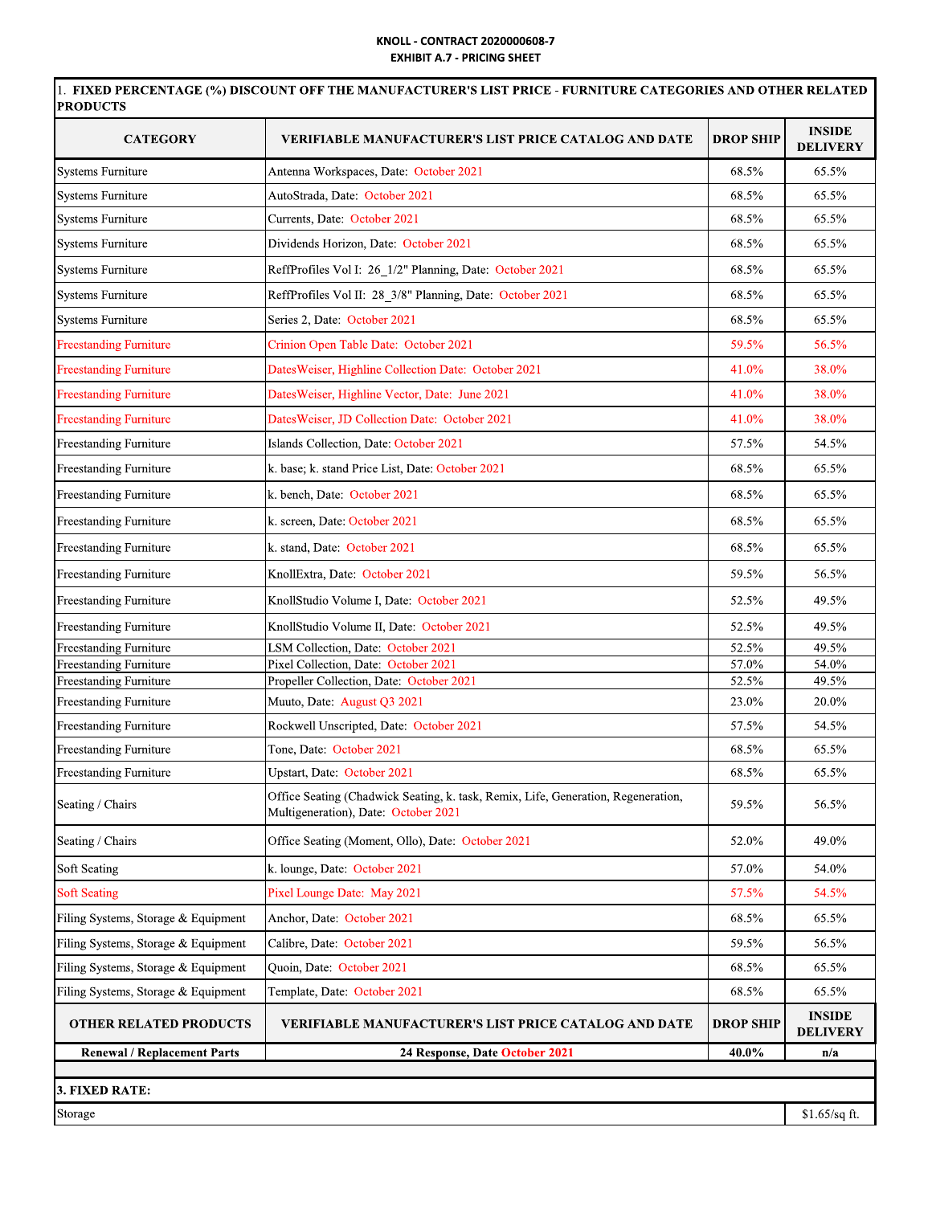**KNOLL - CONTRACT 2020000608-7**
**EXHIBIT A.7 - PRICING SHEET**

| 1. FIXED PERCENTAGE (%) DISCOUNT OFF THE MANUFACTURER'S LIST PRICE - FURNITURE CATEGORIES AND OTHER RELATED PRODUCTS | | | |
|---|---|---|---|
| **CATEGORY** | **VERIFIABLE MANUFACTURER'S LIST PRICE CATALOG AND DATE** | **DROP SHIP** | **INSIDE DELIVERY** |
| Systems Furniture | Antenna Workspaces, Date: October 2021 | 68.5% | 65.5% |
| Systems Furniture | AutoStrada, Date: October 2021 | 68.5% | 65.5% |
| Systems Furniture | Currents, Date: October 2021 | 68.5% | 65.5% |
| Systems Furniture | Dividends Horizon, Date: October 2021 | 68.5% | 65.5% |
| Systems Furniture | ReffProfiles Vol I: 26_1/2" Planning, Date: October 2021 | 68.5% | 65.5% |
| Systems Furniture | ReffProfiles Vol II: 28_3/8" Planning, Date: October 2021 | 68.5% | 65.5% |
| Systems Furniture | Series 2, Date: October 2021 | 68.5% | 65.5% |
| Freestanding Furniture | Crinion Open Table Date: October 2021 | 59.5% | 56.5% |
| Freestanding Furniture | DatesWeiser, Highline Collection Date: October 2021 | 41.0% | 38.0% |
| Freestanding Furniture | DatesWeiser, Highline Vector, Date: June 2021 | 41.0% | 38.0% |
| Freestanding Furniture | DatesWeiser, JD Collection Date: October 2021 | 41.0% | 38.0% |
| Freestanding Furniture | Islands Collection, Date: October 2021 | 57.5% | 54.5% |
| Freestanding Furniture | k. base; k. stand Price List, Date: October 2021 | 68.5% | 65.5% |
| Freestanding Furniture | k. bench, Date: October 2021 | 68.5% | 65.5% |
| Freestanding Furniture | k. screen, Date: October 2021 | 68.5% | 65.5% |
| Freestanding Furniture | k. stand, Date: October 2021 | 68.5% | 65.5% |
| Freestanding Furniture | KnollExtra, Date: October 2021 | 59.5% | 56.5% |
| Freestanding Furniture | KnollStudio Volume I, Date: October 2021 | 52.5% | 49.5% |
| Freestanding Furniture | KnollStudio Volume II, Date: October 2021 | 52.5% | 49.5% |
| Freestanding Furniture | LSM Collection, Date: October 2021 | 52.5% | 49.5% |
| Freestanding Furniture | Pixel Collection, Date: October 2021 | 57.0% | 54.0% |
| Freestanding Furniture | Propeller Collection, Date: October 2021 | 52.5% | 49.5% |
| Freestanding Furniture | Muuto, Date: August Q3 2021 | 23.0% | 20.0% |
| Freestanding Furniture | Rockwell Unscripted, Date: October 2021 | 57.5% | 54.5% |
| Freestanding Furniture | Tone, Date: October 2021 | 68.5% | 65.5% |
| Freestanding Furniture | Upstart, Date: October 2021 | 68.5% | 65.5% |
| Seating / Chairs | Office Seating (Chadwick Seating, k. task, Remix, Life, Generation, Regeneration, Multigeneration), Date: October 2021 | 59.5% | 56.5% |
| Seating / Chairs | Office Seating (Moment, Ollo), Date: October 2021 | 52.0% | 49.0% |
| Soft Seating | k. lounge, Date: October 2021 | 57.0% | 54.0% |
| Soft Seating | Pixel Lounge Date: May 2021 | 57.5% | 54.5% |
| Filing Systems, Storage & Equipment | Anchor, Date: October 2021 | 68.5% | 65.5% |
| Filing Systems, Storage & Equipment | Calibre, Date: October 2021 | 59.5% | 56.5% |
| Filing Systems, Storage & Equipment | Quoin, Date: October 2021 | 68.5% | 65.5% |
| Filing Systems, Storage & Equipment | Template, Date: October 2021 | 68.5% | 65.5% |
| **OTHER RELATED PRODUCTS** | **VERIFIABLE MANUFACTURER'S LIST PRICE CATALOG AND DATE** | **DROP SHIP** | **INSIDE DELIVERY** |
| **Renewal / Replacement Parts** | **24 Response, Date October 2021** | **40.0%** | **n/a** |

| 3. FIXED RATE: | |
|---|---|
| Storage | $1.65/sq ft. |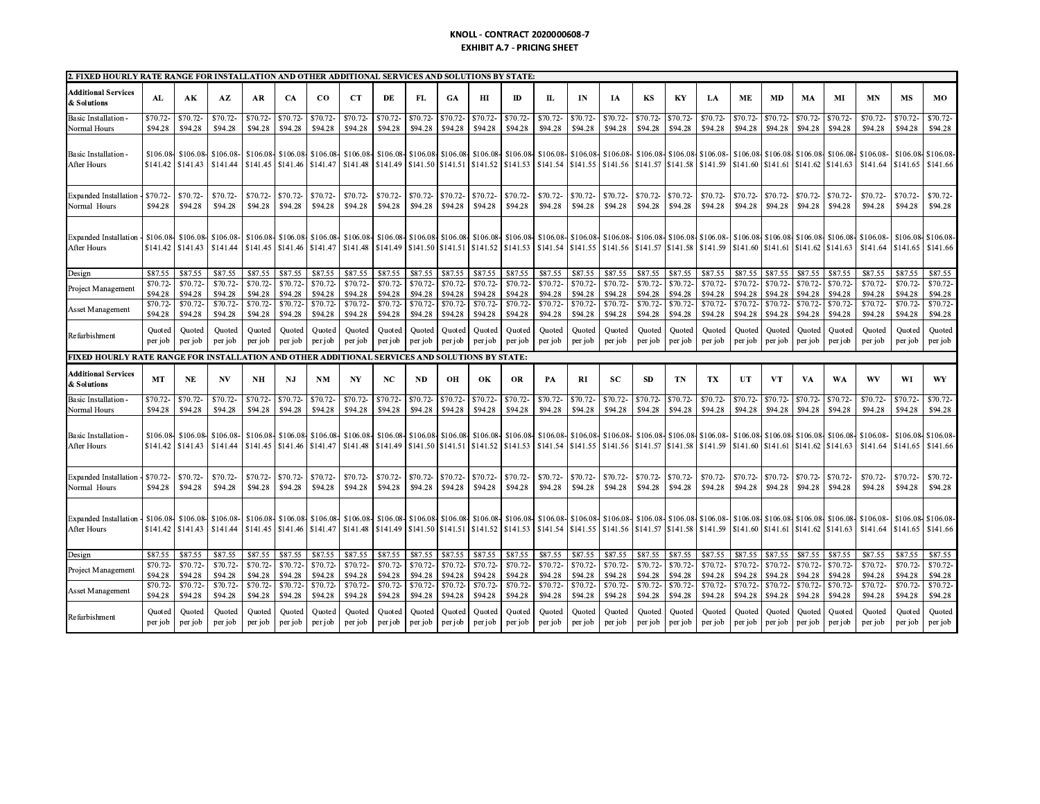**KNOLL - CONTRACT 2020000608-7**

**EXHIBIT A.7 - PRICING SHEET**

**2. FIXED HOURLY RATE RANGE FOR INSTALLATION AND OTHER ADDITIONAL SERVICES AND SOLUTIONS BY STATE:**

| Additional Services & Solutions | AL | AK | AZ | AR | CA | CO | CT | DE | FL | GA | HI | ID | IL | IN | IA | KS | KY | LA | ME | MD | MA | MI | MN | MS | MO |
|---|---|---|---|---|---|---|---|---|---|---|---|---|---|---|---|---|---|---|---|---|---|---|---|---|---|
| Basic Installation - Normal Hours | $70.72-$94.28 | $70.72-$94.28 | $70.72-$94.28 | $70.72-$94.28 | $70.72-$94.28 | $70.72-$94.28 | $70.72-$94.28 | $70.72-$94.28 | $70.72-$94.28 | $70.72-$94.28 | $70.72-$94.28 | $70.72-$94.28 | $70.72-$94.28 | $70.72-$94.28 | $70.72-$94.28 | $70.72-$94.28 | $70.72-$94.28 | $70.72-$94.28 | $70.72-$94.28 | $70.72-$94.28 | $70.72-$94.28 | $70.72-$94.28 | $70.72-$94.28 | $70.72-$94.28 | $70.72-$94.28 |
| Basic Installation - After Hours | $106.08-$141.42 | $106.08-$141.43 | $106.08-$141.44 | $106.08-$141.45 | $106.08-$141.46 | $106.08-$141.47 | $106.08-$141.48 | $106.08-$141.49 | $106.08-$141.50 | $106.08-$141.51 | $106.08-$141.52 | $106.08-$141.53 | $106.08-$141.54 | $106.08-$141.55 | $106.08-$141.56 | $106.08-$141.57 | $106.08-$141.58 | $106.08-$141.59 | $106.08-$141.60 | $106.08-$141.61 | $106.08-$141.62 | $106.08-$141.63 | $106.08-$141.64 | $106.08-$141.65 | $106.08-$141.66 |
| Expanded Installation - Normal Hours | $70.72-$94.28 | $70.72-$94.28 | $70.72-$94.28 | $70.72-$94.28 | $70.72-$94.28 | $70.72-$94.28 | $70.72-$94.28 | $70.72-$94.28 | $70.72-$94.28 | $70.72-$94.28 | $70.72-$94.28 | $70.72-$94.28 | $70.72-$94.28 | $70.72-$94.28 | $70.72-$94.28 | $70.72-$94.28 | $70.72-$94.28 | $70.72-$94.28 | $70.72-$94.28 | $70.72-$94.28 | $70.72-$94.28 | $70.72-$94.28 | $70.72-$94.28 | $70.72-$94.28 | $70.72-$94.28 |
| Expanded Installation - After Hours | $106.08-$141.42 | $106.08-$141.43 | $106.08-$141.44 | $106.08-$141.45 | $106.08-$141.46 | $106.08-$141.47 | $106.08-$141.48 | $106.08-$141.49 | $106.08-$141.50 | $106.08-$141.51 | $106.08-$141.52 | $106.08-$141.53 | $106.08-$141.54 | $106.08-$141.55 | $106.08-$141.56 | $106.08-$141.57 | $106.08-$141.58 | $106.08-$141.59 | $106.08-$141.60 | $106.08-$141.61 | $106.08-$141.62 | $106.08-$141.63 | $106.08-$141.64 | $106.08-$141.65 | $106.08-$141.66 |
| Design | $87.55 | $87.55 | $87.55 | $87.55 | $87.55 | $87.55 | $87.55 | $87.55 | $87.55 | $87.55 | $87.55 | $87.55 | $87.55 | $87.55 | $87.55 | $87.55 | $87.55 | $87.55 | $87.55 | $87.55 | $87.55 | $87.55 | $87.55 | $87.55 | $87.55 |
| Project Management | $70.72-$94.28 | $70.72-$94.28 | $70.72-$94.28 | $70.72-$94.28 | $70.72-$94.28 | $70.72-$94.28 | $70.72-$94.28 | $70.72-$94.28 | $70.72-$94.28 | $70.72-$94.28 | $70.72-$94.28 | $70.72-$94.28 | $70.72-$94.28 | $70.72-$94.28 | $70.72-$94.28 | $70.72-$94.28 | $70.72-$94.28 | $70.72-$94.28 | $70.72-$94.28 | $70.72-$94.28 | $70.72-$94.28 | $70.72-$94.28 | $70.72-$94.28 | $70.72-$94.28 | $70.72-$94.28 |
| Asset Management | $70.72-$94.28 | $70.72-$94.28 | $70.72-$94.28 | $70.72-$94.28 | $70.72-$94.28 | $70.72-$94.28 | $70.72-$94.28 | $70.72-$94.28 | $70.72-$94.28 | $70.72-$94.28 | $70.72-$94.28 | $70.72-$94.28 | $70.72-$94.28 | $70.72-$94.28 | $70.72-$94.28 | $70.72-$94.28 | $70.72-$94.28 | $70.72-$94.28 | $70.72-$94.28 | $70.72-$94.28 | $70.72-$94.28 | $70.72-$94.28 | $70.72-$94.28 | $70.72-$94.28 | $70.72-$94.28 |
| Refurbishment | Quoted per job | Quoted per job | Quoted per job | Quoted per job | Quoted per job | Quoted per job | Quoted per job | Quoted per job | Quoted per job | Quoted per job | Quoted per job | Quoted per job | Quoted per job | Quoted per job | Quoted per job | Quoted per job | Quoted per job | Quoted per job | Quoted per job | Quoted per job | Quoted per job | Quoted per job | Quoted per job | Quoted per job | Quoted per job |

**FIXED HOURLY RATE RANGE FOR INSTALLATION AND OTHER ADDITIONAL SERVICES AND SOLUTIONS BY STATE:**

| Additional Services & Solutions | MT | NE | NV | NH | NJ | NM | NY | NC | ND | OH | OK | OR | PA | RI | SC | SD | TN | TX | UT | VT | VA | WA | WV | WI | WY |
|---|---|---|---|---|---|---|---|---|---|---|---|---|---|---|---|---|---|---|---|---|---|---|---|---|---|
| Basic Installation - Normal Hours | $70.72-$94.28 | $70.72-$94.28 | $70.72-$94.28 | $70.72-$94.28 | $70.72-$94.28 | $70.72-$94.28 | $70.72-$94.28 | $70.72-$94.28 | $70.72-$94.28 | $70.72-$94.28 | $70.72-$94.28 | $70.72-$94.28 | $70.72-$94.28 | $70.72-$94.28 | $70.72-$94.28 | $70.72-$94.28 | $70.72-$94.28 | $70.72-$94.28 | $70.72-$94.28 | $70.72-$94.28 | $70.72-$94.28 | $70.72-$94.28 | $70.72-$94.28 | $70.72-$94.28 | $70.72-$94.28 |
| Basic Installation - After Hours | $106.08-$141.42 | $106.08-$141.43 | $106.08-$141.44 | $106.08-$141.45 | $106.08-$141.46 | $106.08-$141.47 | $106.08-$141.48 | $106.08-$141.49 | $106.08-$141.50 | $106.08-$141.51 | $106.08-$141.52 | $106.08-$141.53 | $106.08-$141.54 | $106.08-$141.55 | $106.08-$141.56 | $106.08-$141.57 | $106.08-$141.58 | $106.08-$141.59 | $106.08-$141.60 | $106.08-$141.61 | $106.08-$141.62 | $106.08-$141.63 | $106.08-$141.64 | $106.08-$141.65 | $106.08-$141.66 |
| Expanded Installation - Normal Hours | $70.72-$94.28 | $70.72-$94.28 | $70.72-$94.28 | $70.72-$94.28 | $70.72-$94.28 | $70.72-$94.28 | $70.72-$94.28 | $70.72-$94.28 | $70.72-$94.28 | $70.72-$94.28 | $70.72-$94.28 | $70.72-$94.28 | $70.72-$94.28 | $70.72-$94.28 | $70.72-$94.28 | $70.72-$94.28 | $70.72-$94.28 | $70.72-$94.28 | $70.72-$94.28 | $70.72-$94.28 | $70.72-$94.28 | $70.72-$94.28 | $70.72-$94.28 | $70.72-$94.28 | $70.72-$94.28 |
| Expanded Installation - After Hours | $106.08-$141.42 | $106.08-$141.43 | $106.08-$141.44 | $106.08-$141.45 | $106.08-$141.46 | $106.08-$141.47 | $106.08-$141.48 | $106.08-$141.49 | $106.08-$141.50 | $106.08-$141.51 | $106.08-$141.52 | $106.08-$141.53 | $106.08-$141.54 | $106.08-$141.55 | $106.08-$141.56 | $106.08-$141.57 | $106.08-$141.58 | $106.08-$141.59 | $106.08-$141.60 | $106.08-$141.61 | $106.08-$141.62 | $106.08-$141.63 | $106.08-$141.64 | $106.08-$141.65 | $106.08-$141.66 |
| Design | $87.55 | $87.55 | $87.55 | $87.55 | $87.55 | $87.55 | $87.55 | $87.55 | $87.55 | $87.55 | $87.55 | $87.55 | $87.55 | $87.55 | $87.55 | $87.55 | $87.55 | $87.55 | $87.55 | $87.55 | $87.55 | $87.55 | $87.55 | $87.55 | $87.55 |
| Project Management | $70.72-$94.28 | $70.72-$94.28 | $70.72-$94.28 | $70.72-$94.28 | $70.72-$94.28 | $70.72-$94.28 | $70.72-$94.28 | $70.72-$94.28 | $70.72-$94.28 | $70.72-$94.28 | $70.72-$94.28 | $70.72-$94.28 | $70.72-$94.28 | $70.72-$94.28 | $70.72-$94.28 | $70.72-$94.28 | $70.72-$94.28 | $70.72-$94.28 | $70.72-$94.28 | $70.72-$94.28 | $70.72-$94.28 | $70.72-$94.28 | $70.72-$94.28 | $70.72-$94.28 | $70.72-$94.28 |
| Asset Management | $70.72-$94.28 | $70.72-$94.28 | $70.72-$94.28 | $70.72-$94.28 | $70.72-$94.28 | $70.72-$94.28 | $70.72-$94.28 | $70.72-$94.28 | $70.72-$94.28 | $70.72-$94.28 | $70.72-$94.28 | $70.72-$94.28 | $70.72-$94.28 | $70.72-$94.28 | $70.72-$94.28 | $70.72-$94.28 | $70.72-$94.28 | $70.72-$94.28 | $70.72-$94.28 | $70.72-$94.28 | $70.72-$94.28 | $70.72-$94.28 | $70.72-$94.28 | $70.72-$94.28 | $70.72-$94.28 |
| Refurbishment | Quoted per job | Quoted per job | Quoted per job | Quoted per job | Quoted per job | Quoted per job | Quoted per job | Quoted per job | Quoted per job | Quoted per job | Quoted per job | Quoted per job | Quoted per job | Quoted per job | Quoted per job | Quoted per job | Quoted per job | Quoted per job | Quoted per job | Quoted per job | Quoted per job | Quoted per job | Quoted per job | Quoted per job | Quoted per job |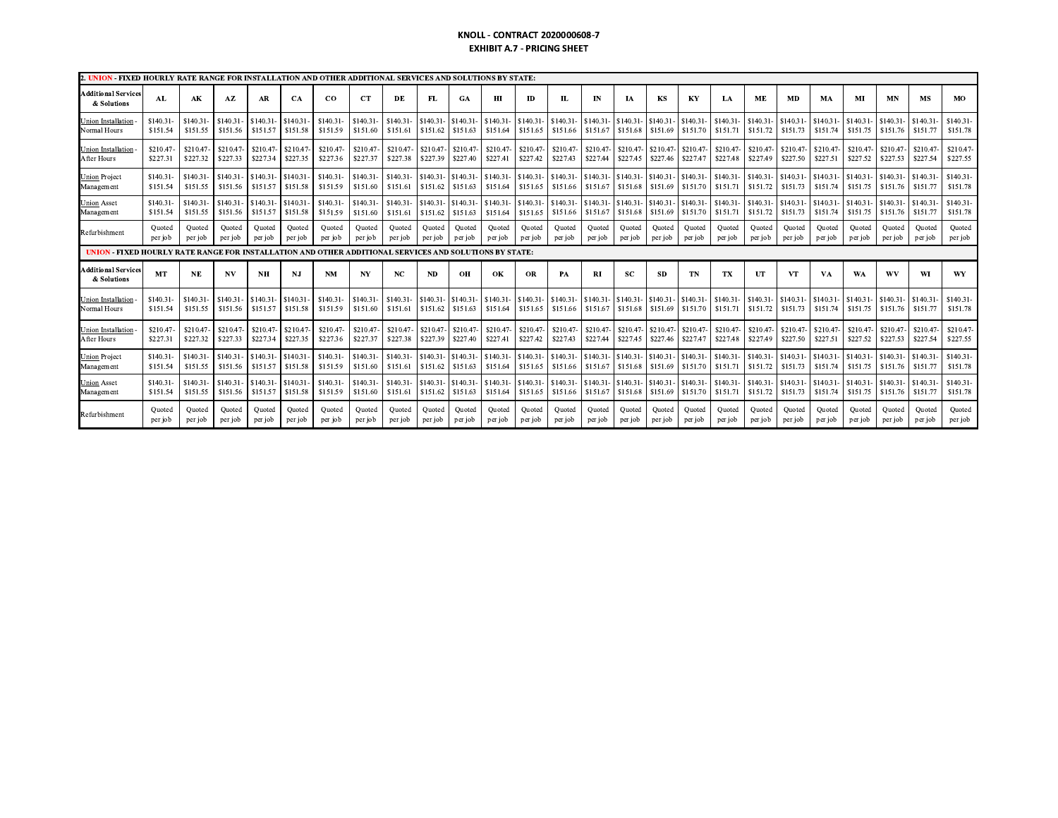**KNOLL - CONTRACT 2020000608-7**
**EXHIBIT A.7 - PRICING SHEET**

**2. UNION - FIXED HOURLY RATE RANGE FOR INSTALLATION AND OTHER ADDITIONAL SERVICES AND SOLUTIONS BY STATE:**

| Additional Services & Solutions | AL | AK | AZ | AR | CA | CO | CT | DE | FL | GA | HI | ID | IL | IN | IA | KS | KY | LA | ME | MD | MA | MI | MN | MS | MO |
|---|---|---|---|---|---|---|---|---|---|---|---|---|---|---|---|---|---|---|---|---|---|---|---|---|---|
| Union Installation - Normal Hours | $140.31-$151.54 | $140.31-$151.55 | $140.31-$151.56 | $140.31-$151.57 | $140.31-$151.58 | $140.31-$151.59 | $140.31-$151.60 | $140.31-$151.61 | $140.31-$151.62 | $140.31-$151.63 | $140.31-$151.64 | $140.31-$151.65 | $140.31-$151.66 | $140.31-$151.67 | $140.31-$151.68 | $140.31-$151.69 | $140.31-$151.70 | $140.31-$151.71 | $140.31-$151.72 | $140.31-$151.73 | $140.31-$151.74 | $140.31-$151.75 | $140.31-$151.76 | $140.31-$151.77 | $140.31-$151.78 |
| Union Installation - After Hours | $210.47-$227.31 | $210.47-$227.32 | $210.47-$227.33 | $210.47-$227.34 | $210.47-$227.35 | $210.47-$227.36 | $210.47-$227.37 | $210.47-$227.38 | $210.47-$227.39 | $210.47-$227.40 | $210.47-$227.41 | $210.47-$227.42 | $210.47-$227.43 | $210.47-$227.44 | $210.47-$227.45 | $210.47-$227.46 | $210.47-$227.47 | $210.47-$227.48 | $210.47-$227.49 | $210.47-$227.50 | $210.47-$227.51 | $210.47-$227.52 | $210.47-$227.53 | $210.47-$227.54 | $210.47-$227.55 |
| Union Project Management | $140.31-$151.54 | $140.31-$151.55 | $140.31-$151.56 | $140.31-$151.57 | $140.31-$151.58 | $140.31-$151.59 | $140.31-$151.60 | $140.31-$151.61 | $140.31-$151.62 | $140.31-$151.63 | $140.31-$151.64 | $140.31-$151.65 | $140.31-$151.66 | $140.31-$151.67 | $140.31-$151.68 | $140.31-$151.69 | $140.31-$151.70 | $140.31-$151.71 | $140.31-$151.72 | $140.31-$151.73 | $140.31-$151.74 | $140.31-$151.75 | $140.31-$151.76 | $140.31-$151.77 | $140.31-$151.78 |
| Union Asset Management | $140.31-$151.54 | $140.31-$151.55 | $140.31-$151.56 | $140.31-$151.57 | $140.31-$151.58 | $140.31-$151.59 | $140.31-$151.60 | $140.31-$151.61 | $140.31-$151.62 | $140.31-$151.63 | $140.31-$151.64 | $140.31-$151.65 | $140.31-$151.66 | $140.31-$151.67 | $140.31-$151.68 | $140.31-$151.69 | $140.31-$151.70 | $140.31-$151.71 | $140.31-$151.72 | $140.31-$151.73 | $140.31-$151.74 | $140.31-$151.75 | $140.31-$151.76 | $140.31-$151.77 | $140.31-$151.78 |
| Refurbishment | Quoted per job | Quoted per job | Quoted per job | Quoted per job | Quoted per job | Quoted per job | Quoted per job | Quoted per job | Quoted per job | Quoted per job | Quoted per job | Quoted per job | Quoted per job | Quoted per job | Quoted per job | Quoted per job | Quoted per job | Quoted per job | Quoted per job | Quoted per job | Quoted per job | Quoted per job | Quoted per job | Quoted per job | Quoted per job |

**UNION - FIXED HOURLY RATE RANGE FOR INSTALLATION AND OTHER ADDITIONAL SERVICES AND SOLUTIONS BY STATE:**

| Additional Services & Solutions | MT | NE | NV | NH | NJ | NM | NY | NC | ND | OH | OK | OR | PA | RI | SC | SD | TN | TX | UT | VT | VA | WA | WV | WI | WY |
|---|---|---|---|---|---|---|---|---|---|---|---|---|---|---|---|---|---|---|---|---|---|---|---|---|---|
| Union Installation - Normal Hours | $140.31-$151.54 | $140.31-$151.55 | $140.31-$151.56 | $140.31-$151.57 | $140.31-$151.58 | $140.31-$151.59 | $140.31-$151.60 | $140.31-$151.61 | $140.31-$151.62 | $140.31-$151.63 | $140.31-$151.64 | $140.31-$151.65 | $140.31-$151.66 | $140.31-$151.67 | $140.31-$151.68 | $140.31-$151.69 | $140.31-$151.70 | $140.31-$151.71 | $140.31-$151.72 | $140.31-$151.73 | $140.31-$151.74 | $140.31-$151.75 | $140.31-$151.76 | $140.31-$151.77 | $140.31-$151.78 |
| Union Installation - After Hours | $210.47-$227.31 | $210.47-$227.32 | $210.47-$227.33 | $210.47-$227.34 | $210.47-$227.35 | $210.47-$227.36 | $210.47-$227.37 | $210.47-$227.38 | $210.47-$227.39 | $210.47-$227.40 | $210.47-$227.41 | $210.47-$227.42 | $210.47-$227.43 | $210.47-$227.44 | $210.47-$227.45 | $210.47-$227.46 | $210.47-$227.47 | $210.47-$227.48 | $210.47-$227.49 | $210.47-$227.50 | $210.47-$227.51 | $210.47-$227.52 | $210.47-$227.53 | $210.47-$227.54 | $210.47-$227.55 |
| Union Project Management | $140.31-$151.54 | $140.31-$151.55 | $140.31-$151.56 | $140.31-$151.57 | $140.31-$151.58 | $140.31-$151.59 | $140.31-$151.60 | $140.31-$151.61 | $140.31-$151.62 | $140.31-$151.63 | $140.31-$151.64 | $140.31-$151.65 | $140.31-$151.66 | $140.31-$151.67 | $140.31-$151.68 | $140.31-$151.69 | $140.31-$151.70 | $140.31-$151.71 | $140.31-$151.72 | $140.31-$151.73 | $140.31-$151.74 | $140.31-$151.75 | $140.31-$151.76 | $140.31-$151.77 | $140.31-$151.78 |
| Union Asset Management | $140.31-$151.54 | $140.31-$151.55 | $140.31-$151.56 | $140.31-$151.57 | $140.31-$151.58 | $140.31-$151.59 | $140.31-$151.60 | $140.31-$151.61 | $140.31-$151.62 | $140.31-$151.63 | $140.31-$151.64 | $140.31-$151.65 | $140.31-$151.66 | $140.31-$151.67 | $140.31-$151.68 | $140.31-$151.69 | $140.31-$151.70 | $140.31-$151.71 | $140.31-$151.72 | $140.31-$151.73 | $140.31-$151.74 | $140.31-$151.75 | $140.31-$151.76 | $140.31-$151.77 | $140.31-$151.78 |
| Refurbishment | Quoted per job | Quoted per job | Quoted per job | Quoted per job | Quoted per job | Quoted per job | Quoted per job | Quoted per job | Quoted per job | Quoted per job | Quoted per job | Quoted per job | Quoted per job | Quoted per job | Quoted per job | Quoted per job | Quoted per job | Quoted per job | Quoted per job | Quoted per job | Quoted per job | Quoted per job | Quoted per job | Quoted per job | Quoted per job |